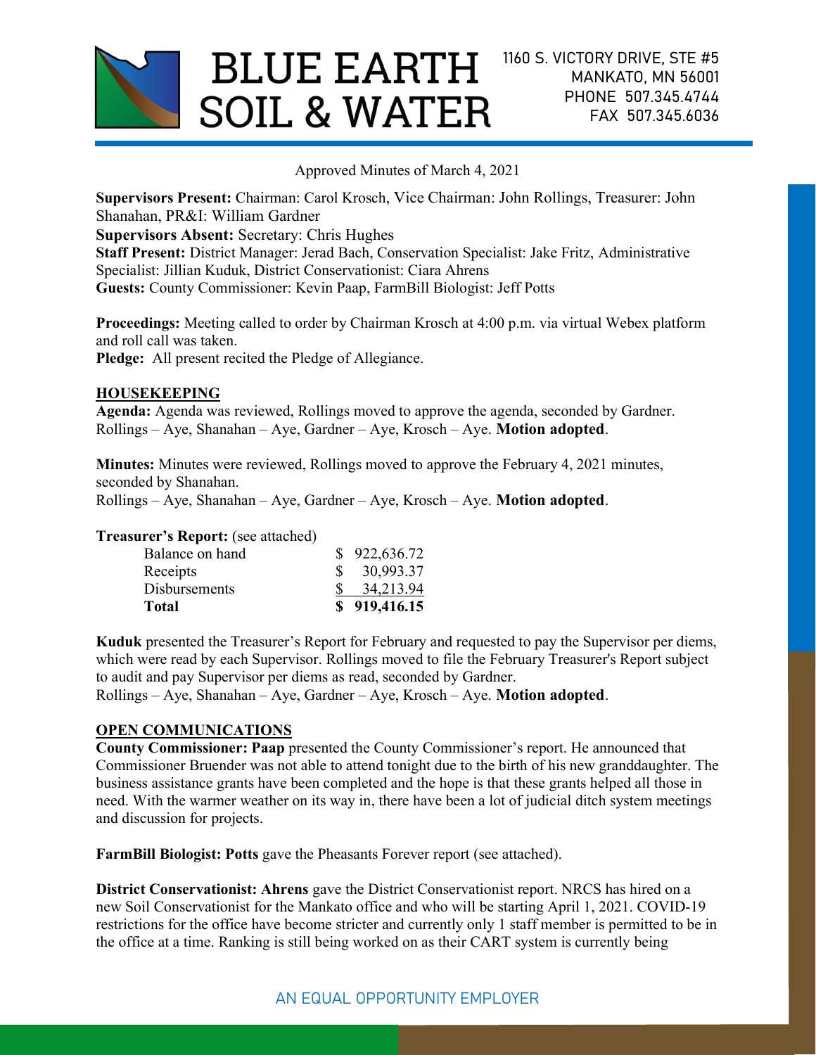# BLUE EARTH SOIL & WATER

1160 S. VICTORY DRIVE, STE #5
MANKATO, MN 56001
PHONE 507.345.4744
FAX 507.345.6036

Approved Minutes of March 4, 2021

**Supervisors Present:** Chairman: Carol Krosch, Vice Chairman: John Rollings, Treasurer: John Shanahan, PR&I: William Gardner
**Supervisors Absent:** Secretary: Chris Hughes
**Staff Present:** District Manager: Jerad Bach, Conservation Specialist: Jake Fritz, Administrative Specialist: Jillian Kuduk, District Conservationist: Ciara Ahrens
**Guests:** County Commissioner: Kevin Paap, FarmBill Biologist: Jeff Potts

**Proceedings:** Meeting called to order by Chairman Krosch at 4:00 p.m. via virtual Webex platform and roll call was taken.
**Pledge:** All present recited the Pledge of Allegiance.

## HOUSEKEEPING

**Agenda:** Agenda was reviewed, Rollings moved to approve the agenda, seconded by Gardner.
Rollings – Aye, Shanahan – Aye, Gardner – Aye, Krosch – Aye. **Motion adopted**.

**Minutes:** Minutes were reviewed, Rollings moved to approve the February 4, 2021 minutes, seconded by Shanahan.
Rollings – Aye, Shanahan – Aye, Gardner – Aye, Krosch – Aye. **Motion adopted**.

**Treasurer's Report:** (see attached)

| | |
|---|---|
| Balance on hand | $ 922,636.72 |
| Receipts | $ 30,993.37 |
| Disbursements | $ 34,213.94 |
| **Total** | **$ 919,416.15** |

**Kuduk** presented the Treasurer's Report for February and requested to pay the Supervisor per diems, which were read by each Supervisor. Rollings moved to file the February Treasurer's Report subject to audit and pay Supervisor per diems as read, seconded by Gardner.
Rollings – Aye, Shanahan – Aye, Gardner – Aye, Krosch – Aye. **Motion adopted**.

## OPEN COMMUNICATIONS

**County Commissioner: Paap** presented the County Commissioner's report. He announced that Commissioner Bruender was not able to attend tonight due to the birth of his new granddaughter. The business assistance grants have been completed and the hope is that these grants helped all those in need. With the warmer weather on its way in, there have been a lot of judicial ditch system meetings and discussion for projects.

**FarmBill Biologist: Potts** gave the Pheasants Forever report (see attached).

**District Conservationist: Ahrens** gave the District Conservationist report. NRCS has hired on a new Soil Conservationist for the Mankato office and who will be starting April 1, 2021. COVID-19 restrictions for the office have become stricter and currently only 1 staff member is permitted to be in the office at a time. Ranking is still being worked on as their CART system is currently being

AN EQUAL OPPORTUNITY EMPLOYER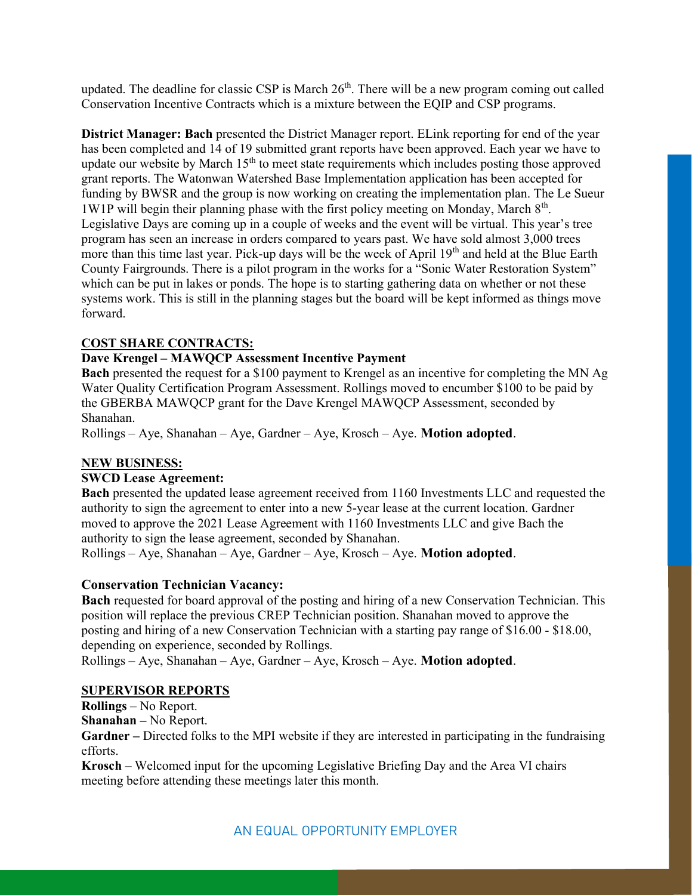updated. The deadline for classic CSP is March 26th. There will be a new program coming out called Conservation Incentive Contracts which is a mixture between the EQIP and CSP programs.

**District Manager: Bach** presented the District Manager report. ELink reporting for end of the year has been completed and 14 of 19 submitted grant reports have been approved. Each year we have to update our website by March 15th to meet state requirements which includes posting those approved grant reports. The Watonwan Watershed Base Implementation application has been accepted for funding by BWSR and the group is now working on creating the implementation plan. The Le Sueur 1W1P will begin their planning phase with the first policy meeting on Monday, March 8th. Legislative Days are coming up in a couple of weeks and the event will be virtual. This year's tree program has seen an increase in orders compared to years past. We have sold almost 3,000 trees more than this time last year. Pick-up days will be the week of April 19th and held at the Blue Earth County Fairgrounds. There is a pilot program in the works for a "Sonic Water Restoration System" which can be put in lakes or ponds. The hope is to starting gathering data on whether or not these systems work. This is still in the planning stages but the board will be kept informed as things move forward.

## COST SHARE CONTRACTS:

### Dave Krengel – MAWQCP Assessment Incentive Payment

**Bach** presented the request for a $100 payment to Krengel as an incentive for completing the MN Ag Water Quality Certification Program Assessment. Rollings moved to encumber $100 to be paid by the GBERBA MAWQCP grant for the Dave Krengel MAWQCP Assessment, seconded by Shanahan.

Rollings – Aye, Shanahan – Aye, Gardner – Aye, Krosch – Aye. **Motion adopted**.

## NEW BUSINESS:

### SWCD Lease Agreement:

**Bach** presented the updated lease agreement received from 1160 Investments LLC and requested the authority to sign the agreement to enter into a new 5-year lease at the current location. Gardner moved to approve the 2021 Lease Agreement with 1160 Investments LLC and give Bach the authority to sign the lease agreement, seconded by Shanahan.

Rollings – Aye, Shanahan – Aye, Gardner – Aye, Krosch – Aye. **Motion adopted**.

### Conservation Technician Vacancy:

**Bach** requested for board approval of the posting and hiring of a new Conservation Technician. This position will replace the previous CREP Technician position. Shanahan moved to approve the posting and hiring of a new Conservation Technician with a starting pay range of $16.00 - $18.00, depending on experience, seconded by Rollings.

Rollings – Aye, Shanahan – Aye, Gardner – Aye, Krosch – Aye. **Motion adopted**.

## SUPERVISOR REPORTS

**Rollings** – No Report.

**Shanahan –** No Report.

**Gardner –** Directed folks to the MPI website if they are interested in participating in the fundraising efforts.

**Krosch** – Welcomed input for the upcoming Legislative Briefing Day and the Area VI chairs meeting before attending these meetings later this month.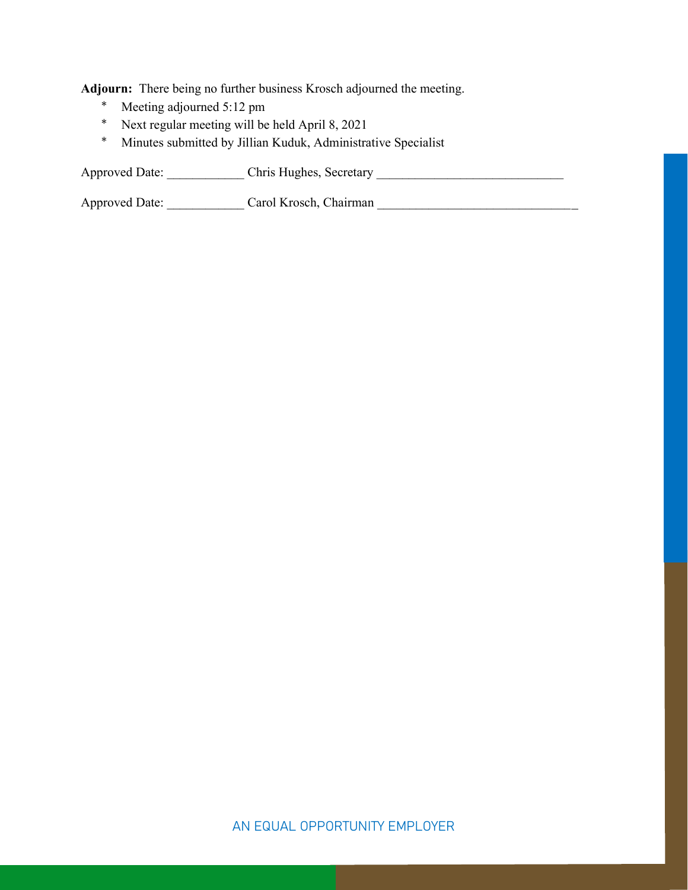**Adjourn:** There being no further business Krosch adjourned the meeting.

- Meeting adjourned 5:12 pm
- Next regular meeting will be held April 8, 2021
- Minutes submitted by Jillian Kuduk, Administrative Specialist

Approved Date: ____________ Chris Hughes, Secretary _____________________________

Approved Date: ____________ Carol Krosch, Chairman _______________________________

AN EQUAL OPPORTUNITY EMPLOYER